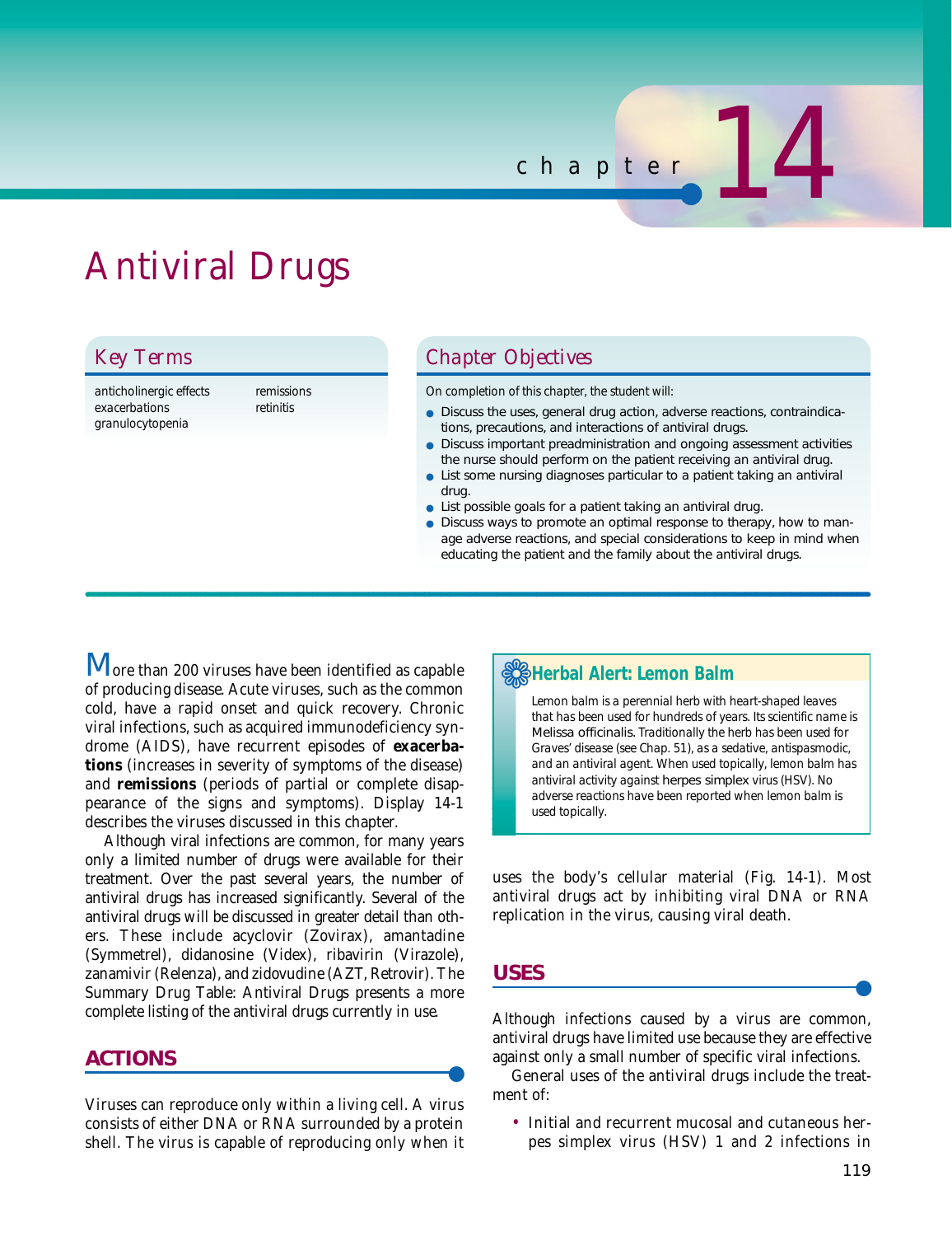# Chapter 14

# Antiviral Drugs

## Key Terms

anticholinergic effects
exacerbations
granulocytopenia
remissions
retinitis

## Chapter Objectives

On completion of this chapter, the student will:

- Discuss the uses, general drug action, adverse reactions, contraindications, precautions, and interactions of antiviral drugs.
- Discuss important preadministration and ongoing assessment activities the nurse should perform on the patient receiving an antiviral drug.
- List some nursing diagnoses particular to a patient taking an antiviral drug.
- List possible goals for a patient taking an antiviral drug.
- Discuss ways to promote an optimal response to therapy, how to manage adverse reactions, and special considerations to keep in mind when educating the patient and the family about the antiviral drugs.

More than 200 viruses have been identified as capable of producing disease. Acute viruses, such as the common cold, have a rapid onset and quick recovery. Chronic viral infections, such as acquired immunodeficiency syndrome (AIDS), have recurrent episodes of **exacerbations** (increases in severity of symptoms of the disease) and **remissions** (periods of partial or complete disappearance of the signs and symptoms). Display 14-1 describes the viruses discussed in this chapter.

Although viral infections are common, for many years only a limited number of drugs were available for their treatment. Over the past several years, the number of antiviral drugs has increased significantly. Several of the antiviral drugs will be discussed in greater detail than others. These include acyclovir (Zovirax), amantadine (Symmetrel), didanosine (Videx), ribavirin (Virazole), zanamivir (Relenza), and zidovudine (AZT, Retrovir). The Summary Drug Table: Antiviral Drugs presents a more complete listing of the antiviral drugs currently in use.

> **Herbal Alert: Lemon Balm**
>
> Lemon balm is a perennial herb with heart-shaped leaves that has been used for hundreds of years. Its scientific name is *Melissa officinalis*. Traditionally the herb has been used for Graves' disease (see Chap. 51), as a sedative, antispasmodic, and an antiviral agent. When used topically, lemon balm has antiviral activity against herpes simplex virus (HSV). No adverse reactions have been reported when lemon balm is used topically.

## ACTIONS

Viruses can reproduce only within a living cell. A virus consists of either DNA or RNA surrounded by a protein shell. The virus is capable of reproducing only when it uses the body's cellular material (Fig. 14-1). Most antiviral drugs act by inhibiting viral DNA or RNA replication in the virus, causing viral death.

## USES

Although infections caused by a virus are common, antiviral drugs have limited use because they are effective against only a small number of specific viral infections.

General uses of the antiviral drugs include the treatment of:

- Initial and recurrent mucosal and cutaneous herpes simplex virus (HSV) 1 and 2 infections in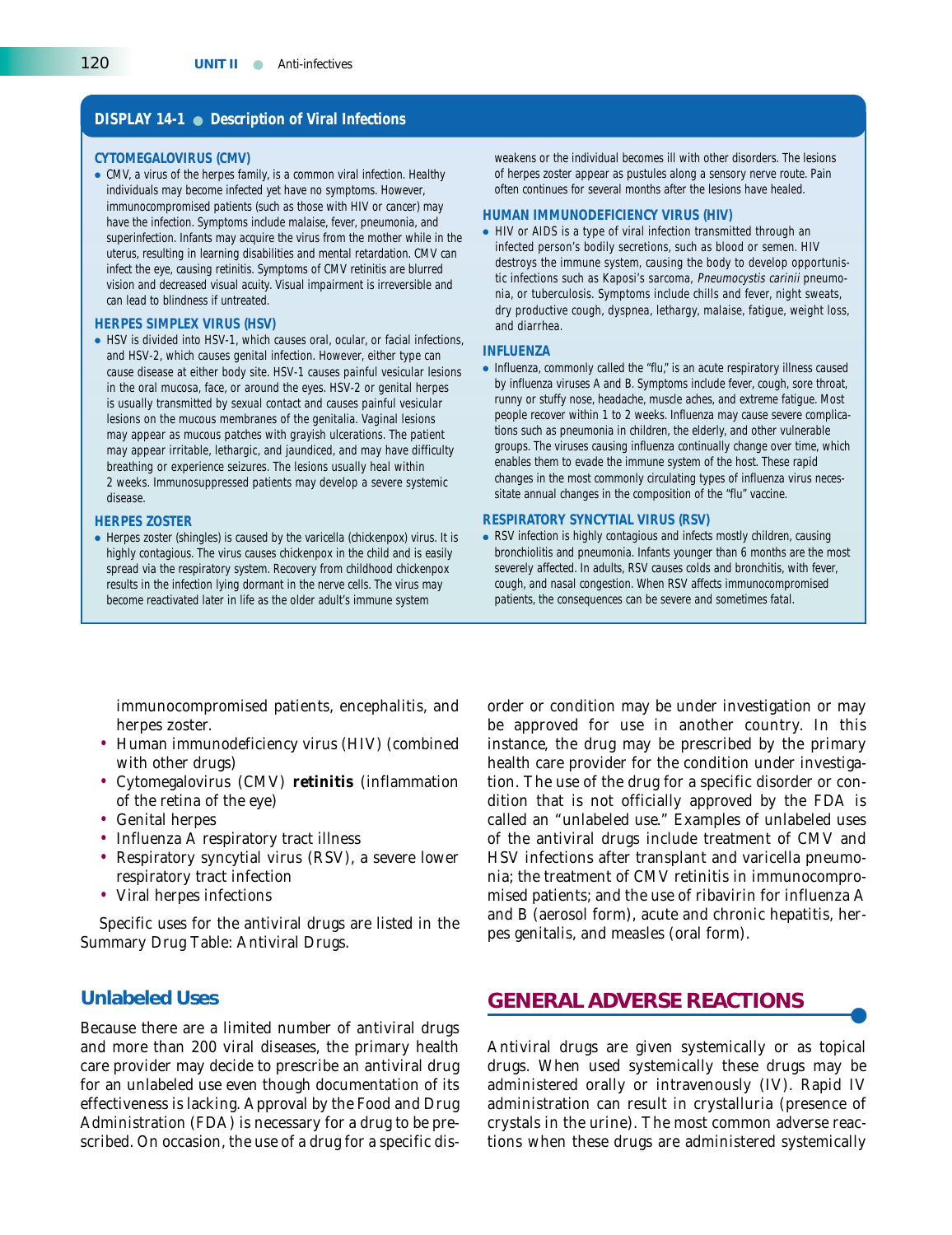## DISPLAY 14-1 ● Description of Viral Infections

### CYTOMEGALOVIRUS (CMV)

- CMV, a virus of the herpes family, is a common viral infection. Healthy individuals may become infected yet have no symptoms. However, immunocompromised patients (such as those with HIV or cancer) may have the infection. Symptoms include malaise, fever, pneumonia, and superinfection. Infants may acquire the virus from the mother while in the uterus, resulting in learning disabilities and mental retardation. CMV can infect the eye, causing retinitis. Symptoms of CMV retinitis are blurred vision and decreased visual acuity. Visual impairment is irreversible and can lead to blindness if untreated.

### HERPES SIMPLEX VIRUS (HSV)

- HSV is divided into HSV-1, which causes oral, ocular, or facial infections, and HSV-2, which causes genital infection. However, either type can cause disease at either body site. HSV-1 causes painful vesicular lesions in the oral mucosa, face, or around the eyes. HSV-2 or genital herpes is usually transmitted by sexual contact and causes painful vesicular lesions on the mucous membranes of the genitalia. Vaginal lesions may appear as mucous patches with grayish ulcerations. The patient may appear irritable, lethargic, and jaundiced, and may have difficulty breathing or experience seizures. The lesions usually heal within 2 weeks. Immunosuppressed patients may develop a severe systemic disease.

### HERPES ZOSTER

- Herpes zoster (shingles) is caused by the varicella (chickenpox) virus. It is highly contagious. The virus causes chickenpox in the child and is easily spread via the respiratory system. Recovery from childhood chickenpox results in the infection lying dormant in the nerve cells. The virus may become reactivated later in life as the older adult's immune system weakens or the individual becomes ill with other disorders. The lesions of herpes zoster appear as pustules along a sensory nerve route. Pain often continues for several months after the lesions have healed.

### HUMAN IMMUNODEFICIENCY VIRUS (HIV)

- HIV or AIDS is a type of viral infection transmitted through an infected person's bodily secretions, such as blood or semen. HIV destroys the immune system, causing the body to develop opportunistic infections such as Kaposi's sarcoma, *Pneumocystis carinii* pneumonia, or tuberculosis. Symptoms include chills and fever, night sweats, dry productive cough, dyspnea, lethargy, malaise, fatigue, weight loss, and diarrhea.

### INFLUENZA

- Influenza, commonly called the "flu," is an acute respiratory illness caused by influenza viruses A and B. Symptoms include fever, cough, sore throat, runny or stuffy nose, headache, muscle aches, and extreme fatigue. Most people recover within 1 to 2 weeks. Influenza may cause severe complications such as pneumonia in children, the elderly, and other vulnerable groups. The viruses causing influenza continually change over time, which enables them to evade the immune system of the host. These rapid changes in the most commonly circulating types of influenza virus necessitate annual changes in the composition of the "flu" vaccine.

### RESPIRATORY SYNCYTIAL VIRUS (RSV)

- RSV infection is highly contagious and infects mostly children, causing bronchiolitis and pneumonia. Infants younger than 6 months are the most severely affected. In adults, RSV causes colds and bronchitis, with fever, cough, and nasal congestion. When RSV affects immunocompromised patients, the consequences can be severe and sometimes fatal.

---

immunocompromised patients, encephalitis, and herpes zoster.

- Human immunodeficiency virus (HIV) (combined with other drugs)
- Cytomegalovirus (CMV) **retinitis** (inflammation of the retina of the eye)
- Genital herpes
- Influenza A respiratory tract illness
- Respiratory syncytial virus (RSV), a severe lower respiratory tract infection
- Viral herpes infections

Specific uses for the antiviral drugs are listed in the Summary Drug Table: Antiviral Drugs.

### Unlabeled Uses

Because there are a limited number of antiviral drugs and more than 200 viral diseases, the primary health care provider may decide to prescribe an antiviral drug for an unlabeled use even though documentation of its effectiveness is lacking. Approval by the Food and Drug Administration (FDA) is necessary for a drug to be prescribed. On occasion, the use of a drug for a specific disorder or condition may be under investigation or may be approved for use in another country. In this instance, the drug may be prescribed by the primary health care provider for the condition under investigation. The use of the drug for a specific disorder or condition that is not officially approved by the FDA is called an "unlabeled use." Examples of unlabeled uses of the antiviral drugs include treatment of CMV and HSV infections after transplant and varicella pneumonia; the treatment of CMV retinitis in immunocompromised patients; and the use of ribavirin for influenza A and B (aerosol form), acute and chronic hepatitis, herpes genitalis, and measles (oral form).

## GENERAL ADVERSE REACTIONS

Antiviral drugs are given systemically or as topical drugs. When used systemically these drugs may be administered orally or intravenously (IV). Rapid IV administration can result in crystalluria (presence of crystals in the urine). The most common adverse reactions when these drugs are administered systemically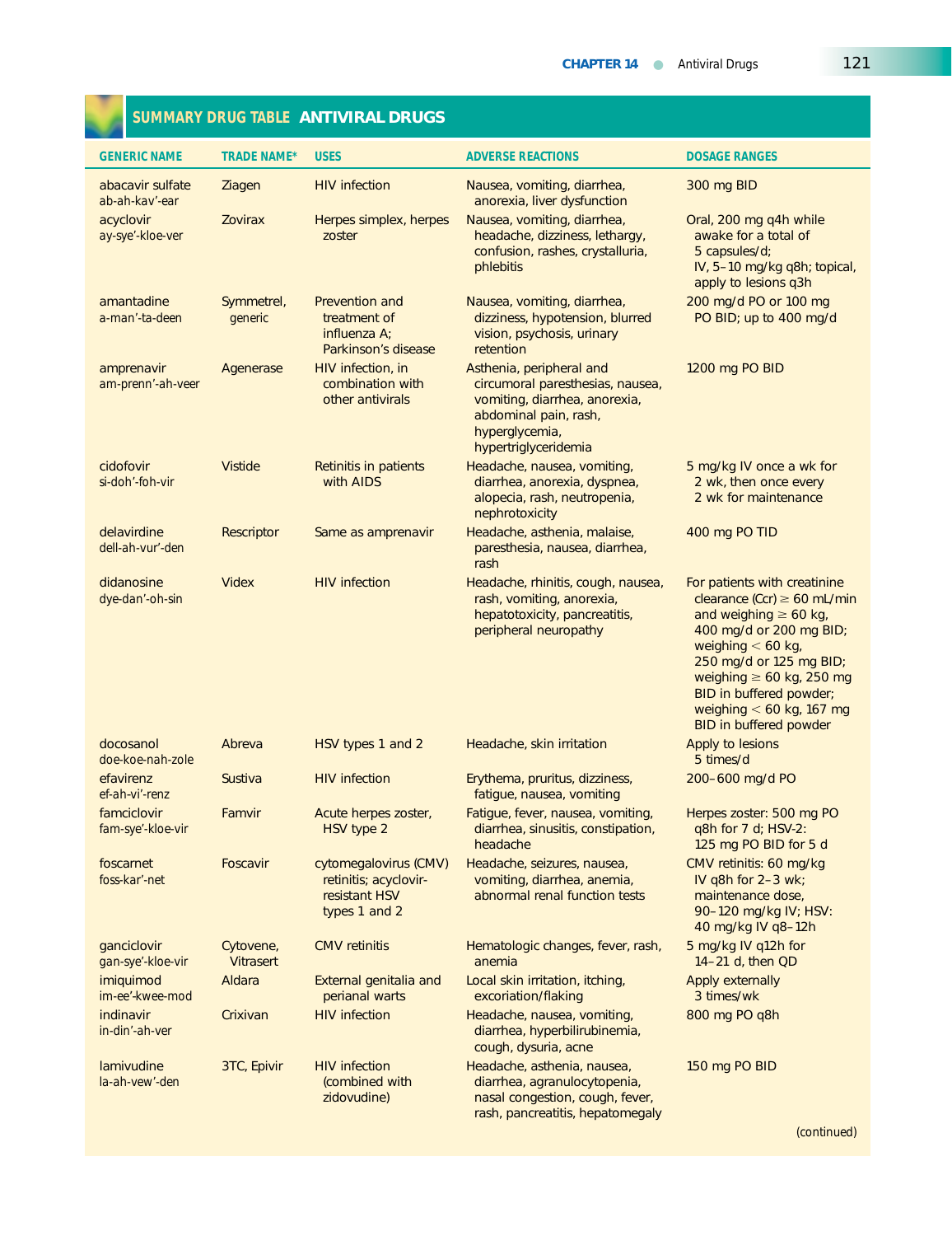## SUMMARY DRUG TABLE ANTIVIRAL DRUGS

| GENERIC NAME | TRADE NAME* | USES | ADVERSE REACTIONS | DOSAGE RANGES |
|---|---|---|---|---|
| abacavir sulfate<br>ab-ah-kav'-ear | Ziagen | HIV infection | Nausea, vomiting, diarrhea, anorexia, liver dysfunction | 300 mg BID |
| acyclovir<br>ay-sye'-kloe-ver | Zovirax | Herpes simplex, herpes zoster | Nausea, vomiting, diarrhea, headache, dizziness, lethargy, confusion, rashes, crystalluria, phlebitis | Oral, 200 mg q4h while awake for a total of 5 capsules/d;<br>IV, 5–10 mg/kg q8h; topical, apply to lesions q3h |
| amantadine<br>a-man'-ta-deen | Symmetrel, generic | Prevention and treatment of influenza A; Parkinson's disease | Nausea, vomiting, diarrhea, dizziness, hypotension, blurred vision, psychosis, urinary retention | 200 mg/d PO or 100 mg PO BID; up to 400 mg/d |
| amprenavir<br>am-prenn'-ah-veer | Agenerase | HIV infection, in combination with other antivirals | Asthenia, peripheral and circumoral paresthesias, nausea, vomiting, diarrhea, anorexia, abdominal pain, rash, hyperglycemia, hypertriglyceridemia | 1200 mg PO BID |
| cidofovir<br>si-doh'-foh-vir | Vistide | Retinitis in patients with AIDS | Headache, nausea, vomiting, diarrhea, anorexia, dyspnea, alopecia, rash, neutropenia, nephrotoxicity | 5 mg/kg IV once a wk for 2 wk, then once every 2 wk for maintenance |
| delavirdine<br>dell-ah-vur'-den | Rescriptor | Same as amprenavir | Headache, asthenia, malaise, paresthesia, nausea, diarrhea, rash | 400 mg PO TID |
| didanosine<br>dye-dan'-oh-sin | Videx | HIV infection | Headache, rhinitis, cough, nausea, rash, vomiting, anorexia, hepatotoxicity, pancreatitis, peripheral neuropathy | For patients with creatinine clearance (Ccr) ≥ 60 mL/min and weighing ≥ 60 kg, 400 mg/d or 200 mg BID; weighing < 60 kg, 250 mg/d or 125 mg BID; weighing ≥ 60 kg, 250 mg BID in buffered powder; weighing < 60 kg, 167 mg BID in buffered powder |
| docosanol<br>doe-koe-nah-zole | Abreva | HSV types 1 and 2 | Headache, skin irritation | Apply to lesions 5 times/d |
| efavirenz<br>ef-ah-vi'-renz | Sustiva | HIV infection | Erythema, pruritus, dizziness, fatigue, nausea, vomiting | 200–600 mg/d PO |
| famciclovir<br>fam-sye'-kloe-vir | Famvir | Acute herpes zoster, HSV type 2 | Fatigue, fever, nausea, vomiting, diarrhea, sinusitis, constipation, headache | Herpes zoster: 500 mg PO q8h for 7 d; HSV-2: 125 mg PO BID for 5 d |
| foscarnet<br>foss-kar'-net | Foscavir | cytomegalovirus (CMV) retinitis; acyclovir-resistant HSV types 1 and 2 | Headache, seizures, nausea, vomiting, diarrhea, anemia, abnormal renal function tests | CMV retinitis: 60 mg/kg IV q8h for 2–3 wk; maintenance dose, 90–120 mg/kg IV; HSV: 40 mg/kg IV q8–12h |
| ganciclovir<br>gan-sye'-kloe-vir | Cytovene, Vitrasert | CMV retinitis | Hematologic changes, fever, rash, anemia | 5 mg/kg IV q12h for 14–21 d, then QD |
| imiquimod<br>im-ee'-kwee-mod | Aldara | External genitalia and perianal warts | Local skin irritation, itching, excoriation/flaking | Apply externally 3 times/wk |
| indinavir<br>in-din'-ah-ver | Crixivan | HIV infection | Headache, nausea, vomiting, diarrhea, hyperbilirubinemia, cough, dysuria, acne | 800 mg PO q8h |
| lamivudine<br>la-ah-vew'-den | 3TC, Epivir | HIV infection (combined with zidovudine) | Headache, asthenia, nausea, diarrhea, agranulocytopenia, nasal congestion, cough, fever, rash, pancreatitis, hepatomegaly | 150 mg PO BID |

(continued)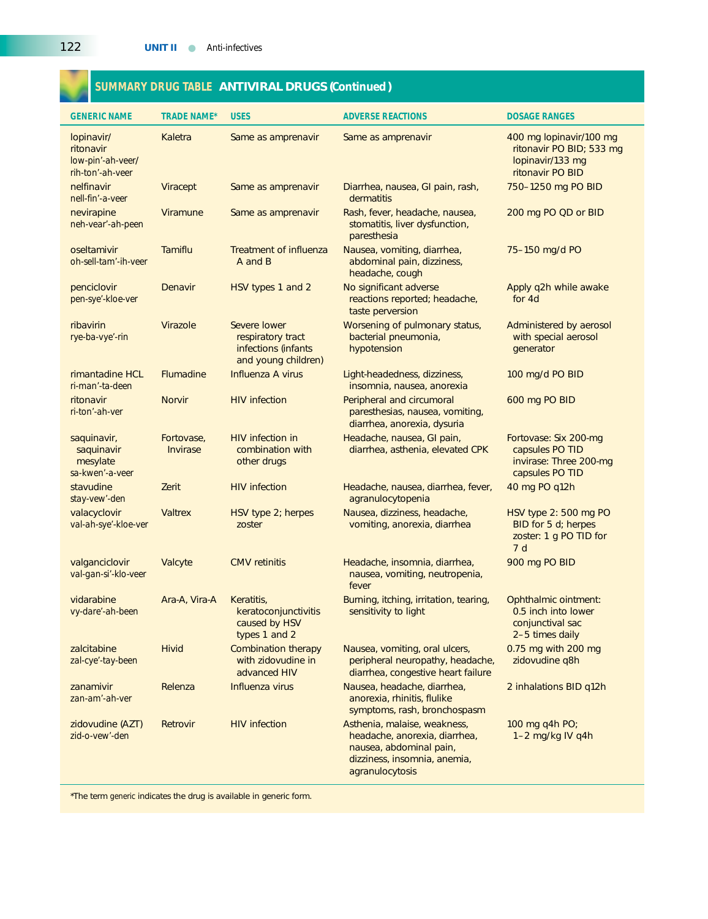## SUMMARY DRUG TABLE ANTIVIRAL DRUGS (Continued)

| GENERIC NAME | TRADE NAME* | USES | ADVERSE REACTIONS | DOSAGE RANGES |
|---|---|---|---|---|
| lopinavir/ ritonavir low-pin'-ah-veer/ rih-ton'-ah-veer | Kaletra | Same as amprenavir | Same as amprenavir | 400 mg lopinavir/100 mg ritonavir PO BID; 533 mg lopinavir/133 mg ritonavir PO BID |
| nelfinavir nell-fin'-a-veer | Viracept | Same as amprenavir | Diarrhea, nausea, GI pain, rash, dermatitis | 750–1250 mg PO BID |
| nevirapine neh-vear'-ah-peen | Viramune | Same as amprenavir | Rash, fever, headache, nausea, stomatitis, liver dysfunction, paresthesia | 200 mg PO QD or BID |
| oseltamivir oh-sell-tam'-ih-veer | Tamiflu | Treatment of influenza A and B | Nausea, vomiting, diarrhea, abdominal pain, dizziness, headache, cough | 75–150 mg/d PO |
| penciclovir pen-sye'-kloe-ver | Denavir | HSV types 1 and 2 | No significant adverse reactions reported; headache, taste perversion | Apply q2h while awake for 4d |
| ribavirin rye-ba-vye'-rin | Virazole | Severe lower respiratory tract infections (infants and young children) | Worsening of pulmonary status, bacterial pneumonia, hypotension | Administered by aerosol with special aerosol generator |
| rimantadine HCL ri-man'-ta-deen | Flumadine | Influenza A virus | Light-headedness, dizziness, insomnia, nausea, anorexia | 100 mg/d PO BID |
| ritonavir ri-ton'-ah-ver | Norvir | HIV infection | Peripheral and circumoral paresthesias, nausea, vomiting, diarrhea, anorexia, dysuria | 600 mg PO BID |
| saquinavir, saquinavir mesylate sa-kwen'-a-veer | Fortovase, Invirase | HIV infection in combination with other drugs | Headache, nausea, GI pain, diarrhea, asthenia, elevated CPK | Fortovase: Six 200-mg capsules PO TID invirase: Three 200-mg capsules PO TID |
| stavudine stay-vew'-den | Zerit | HIV infection | Headache, nausea, diarrhea, fever, agranulocytopenia | 40 mg PO q12h |
| valacyclovir val-ah-sye'-kloe-ver | Valtrex | HSV type 2; herpes zoster | Nausea, dizziness, headache, vomiting, anorexia, diarrhea | HSV type 2: 500 mg PO BID for 5 d; herpes zoster: 1 g PO TID for 7 d |
| valganciclovir val-gan-si'-klo-veer | Valcyte | CMV retinitis | Headache, insomnia, diarrhea, nausea, vomiting, neutropenia, fever | 900 mg PO BID |
| vidarabine vy-dare'-ah-been | Ara-A, Vira-A | Keratitis, keratoconjunctivitis caused by HSV types 1 and 2 | Burning, itching, irritation, tearing, sensitivity to light | Ophthalmic ointment: 0.5 inch into lower conjunctival sac 2–5 times daily |
| zalcitabine zal-cye'-tay-been | Hivid | Combination therapy with zidovudine in advanced HIV | Nausea, vomiting, oral ulcers, peripheral neuropathy, headache, diarrhea, congestive heart failure | 0.75 mg with 200 mg zidovudine q8h |
| zanamivir zan-am'-ah-ver | Relenza | Influenza virus | Nausea, headache, diarrhea, anorexia, rhinitis, flulike symptoms, rash, bronchospasm | 2 inhalations BID q12h |
| zidovudine (AZT) zid-o-vew'-den | Retrovir | HIV infection | Asthenia, malaise, weakness, headache, anorexia, diarrhea, nausea, abdominal pain, dizziness, insomnia, anemia, agranulocytosis | 100 mg q4h PO; 1–2 mg/kg IV q4h |

*The term *generic* indicates the drug is available in generic form.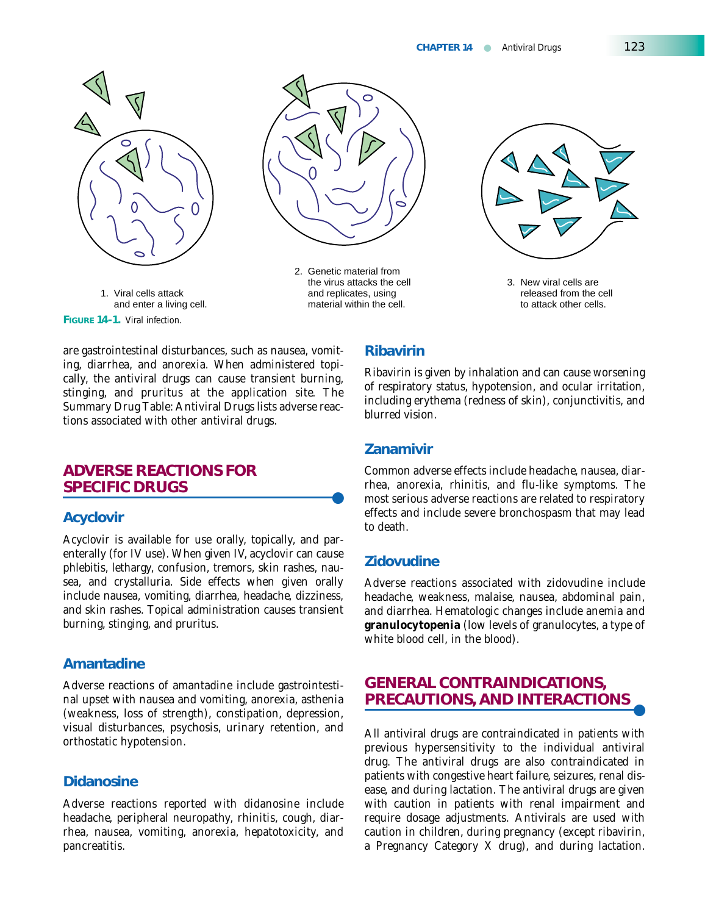1. Viral cells attack and enter a living cell.

2. Genetic material from the virus attacks the cell and replicates, using material within the cell.

3. New viral cells are released from the cell to attack other cells.

**FIGURE 14-1.** Viral infection.

are gastrointestinal disturbances, such as nausea, vomiting, diarrhea, and anorexia. When administered topically, the antiviral drugs can cause transient burning, stinging, and pruritus at the application site. The Summary Drug Table: Antiviral Drugs lists adverse reactions associated with other antiviral drugs.

## ADVERSE REACTIONS FOR SPECIFIC DRUGS

### Acyclovir

Acyclovir is available for use orally, topically, and parenterally (for IV use). When given IV, acyclovir can cause phlebitis, lethargy, confusion, tremors, skin rashes, nausea, and crystalluria. Side effects when given orally include nausea, vomiting, diarrhea, headache, dizziness, and skin rashes. Topical administration causes transient burning, stinging, and pruritus.

### Amantadine

Adverse reactions of amantadine include gastrointestinal upset with nausea and vomiting, anorexia, asthenia (weakness, loss of strength), constipation, depression, visual disturbances, psychosis, urinary retention, and orthostatic hypotension.

### Didanosine

Adverse reactions reported with didanosine include headache, peripheral neuropathy, rhinitis, cough, diarrhea, nausea, vomiting, anorexia, hepatotoxicity, and pancreatitis.

### Ribavirin

Ribavirin is given by inhalation and can cause worsening of respiratory status, hypotension, and ocular irritation, including erythema (redness of skin), conjunctivitis, and blurred vision.

### Zanamivir

Common adverse effects include headache, nausea, diarrhea, anorexia, rhinitis, and flu-like symptoms. The most serious adverse reactions are related to respiratory effects and include severe bronchospasm that may lead to death.

### Zidovudine

Adverse reactions associated with zidovudine include headache, weakness, malaise, nausea, abdominal pain, and diarrhea. Hematologic changes include anemia and **granulocytopenia** (low levels of granulocytes, a type of white blood cell, in the blood).

## GENERAL CONTRAINDICATIONS, PRECAUTIONS, AND INTERACTIONS

All antiviral drugs are contraindicated in patients with previous hypersensitivity to the individual antiviral drug. The antiviral drugs are also contraindicated in patients with congestive heart failure, seizures, renal disease, and during lactation. The antiviral drugs are given with caution in patients with renal impairment and require dosage adjustments. Antivirals are used with caution in children, during pregnancy (except ribavirin, a Pregnancy Category X drug), and during lactation.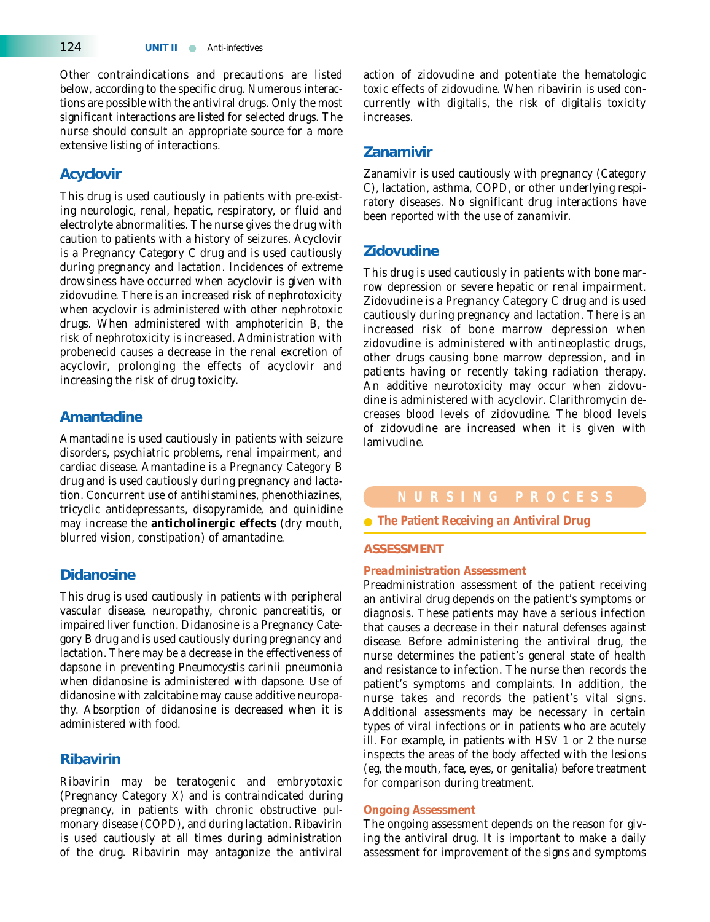Other contraindications and precautions are listed below, according to the specific drug. Numerous interactions are possible with the antiviral drugs. Only the most significant interactions are listed for selected drugs. The nurse should consult an appropriate source for a more extensive listing of interactions.

## Acyclovir

This drug is used cautiously in patients with pre-existing neurologic, renal, hepatic, respiratory, or fluid and electrolyte abnormalities. The nurse gives the drug with caution to patients with a history of seizures. Acyclovir is a Pregnancy Category C drug and is used cautiously during pregnancy and lactation. Incidences of extreme drowsiness have occurred when acyclovir is given with zidovudine. There is an increased risk of nephrotoxicity when acyclovir is administered with other nephrotoxic drugs. When administered with amphotericin B, the risk of nephrotoxicity is increased. Administration with probenecid causes a decrease in the renal excretion of acyclovir, prolonging the effects of acyclovir and increasing the risk of drug toxicity.

## Amantadine

Amantadine is used cautiously in patients with seizure disorders, psychiatric problems, renal impairment, and cardiac disease. Amantadine is a Pregnancy Category B drug and is used cautiously during pregnancy and lactation. Concurrent use of antihistamines, phenothiazines, tricyclic antidepressants, disopyramide, and quinidine may increase the **anticholinergic effects** (dry mouth, blurred vision, constipation) of amantadine.

## Didanosine

This drug is used cautiously in patients with peripheral vascular disease, neuropathy, chronic pancreatitis, or impaired liver function. Didanosine is a Pregnancy Category B drug and is used cautiously during pregnancy and lactation. There may be a decrease in the effectiveness of dapsone in preventing *Pneumocystis carinii* pneumonia when didanosine is administered with dapsone. Use of didanosine with zalcitabine may cause additive neuropathy. Absorption of didanosine is decreased when it is administered with food.

## Ribavirin

Ribavirin may be teratogenic and embryotoxic (Pregnancy Category X) and is contraindicated during pregnancy, in patients with chronic obstructive pulmonary disease (COPD), and during lactation. Ribavirin is used cautiously at all times during administration of the drug. Ribavirin may antagonize the antiviral action of zidovudine and potentiate the hematologic toxic effects of zidovudine. When ribavirin is used concurrently with digitalis, the risk of digitalis toxicity increases.

## Zanamivir

Zanamivir is used cautiously with pregnancy (Category C), lactation, asthma, COPD, or other underlying respiratory diseases. No significant drug interactions have been reported with the use of zanamivir.

## Zidovudine

This drug is used cautiously in patients with bone marrow depression or severe hepatic or renal impairment. Zidovudine is a Pregnancy Category C drug and is used cautiously during pregnancy and lactation. There is an increased risk of bone marrow depression when zidovudine is administered with antineoplastic drugs, other drugs causing bone marrow depression, and in patients having or recently taking radiation therapy. An additive neurotoxicity may occur when zidovudine is administered with acyclovir. Clarithromycin decreases blood levels of zidovudine. The blood levels of zidovudine are increased when it is given with lamivudine.

# NURSING PROCESS

## The Patient Receiving an Antiviral Drug

### ASSESSMENT

#### Preadministration Assessment

Preadministration assessment of the patient receiving an antiviral drug depends on the patient's symptoms or diagnosis. These patients may have a serious infection that causes a decrease in their natural defenses against disease. Before administering the antiviral drug, the nurse determines the patient's general state of health and resistance to infection. The nurse then records the patient's symptoms and complaints. In addition, the nurse takes and records the patient's vital signs. Additional assessments may be necessary in certain types of viral infections or in patients who are acutely ill. For example, in patients with HSV 1 or 2 the nurse inspects the areas of the body affected with the lesions (eg, the mouth, face, eyes, or genitalia) before treatment for comparison during treatment.

#### Ongoing Assessment

The ongoing assessment depends on the reason for giving the antiviral drug. It is important to make a daily assessment for improvement of the signs and symptoms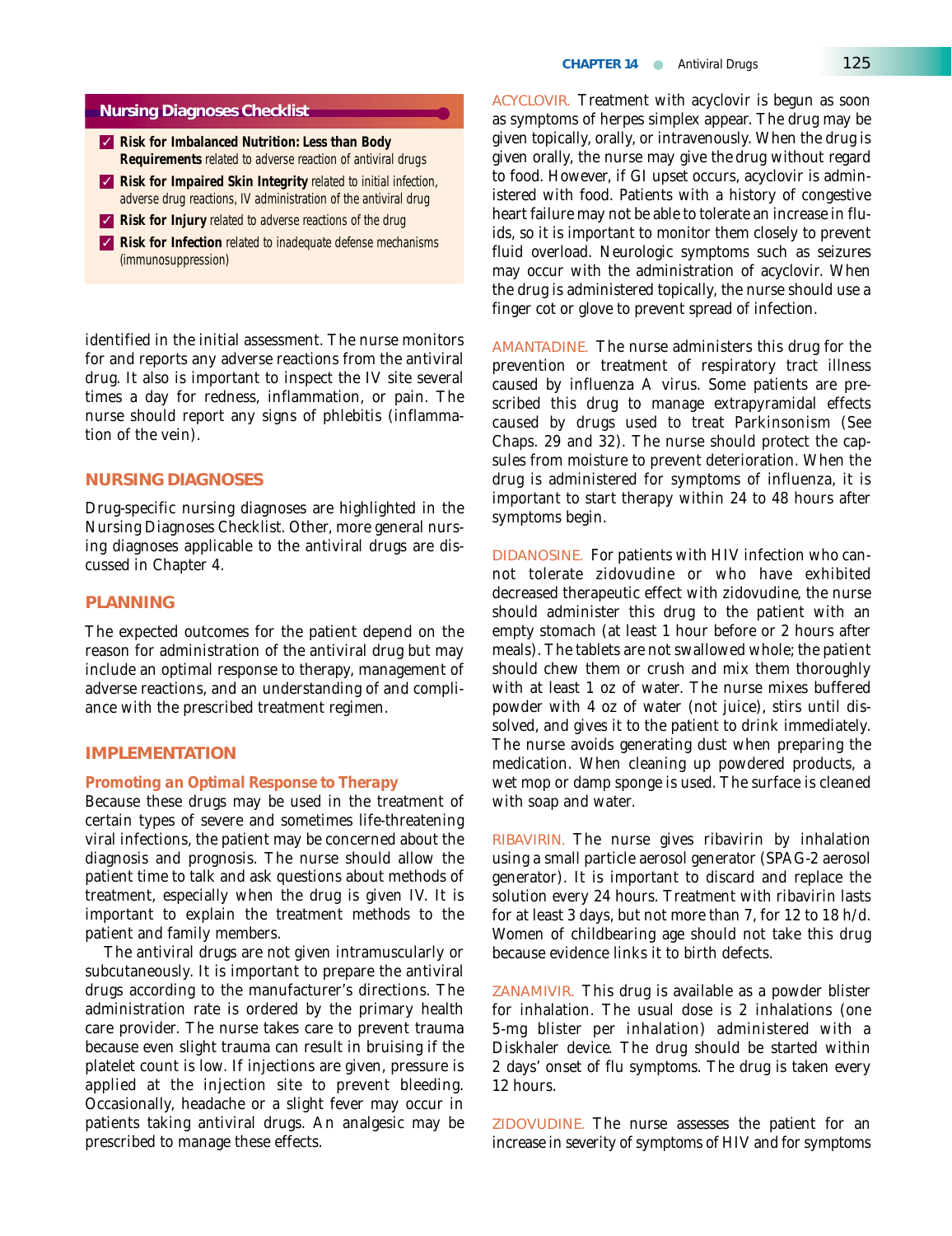## Nursing Diagnoses Checklist

- ✓ **Risk for Imbalanced Nutrition: Less than Body Requirements** related to adverse reaction of antiviral drugs
- ✓ **Risk for Impaired Skin Integrity** related to initial infection, adverse drug reactions, IV administration of the antiviral drug
- ✓ **Risk for Injury** related to adverse reactions of the drug
- ✓ **Risk for Infection** related to inadequate defense mechanisms (immunosuppression)

identified in the initial assessment. The nurse monitors for and reports any adverse reactions from the antiviral drug. It also is important to inspect the IV site several times a day for redness, inflammation, or pain. The nurse should report any signs of phlebitis (inflammation of the vein).

## NURSING DIAGNOSES

Drug-specific nursing diagnoses are highlighted in the Nursing Diagnoses Checklist. Other, more general nursing diagnoses applicable to the antiviral drugs are discussed in Chapter 4.

## PLANNING

The expected outcomes for the patient depend on the reason for administration of the antiviral drug but may include an optimal response to therapy, management of adverse reactions, and an understanding of and compliance with the prescribed treatment regimen.

## IMPLEMENTATION

### Promoting an Optimal Response to Therapy

Because these drugs may be used in the treatment of certain types of severe and sometimes life-threatening viral infections, the patient may be concerned about the diagnosis and prognosis. The nurse should allow the patient time to talk and ask questions about methods of treatment, especially when the drug is given IV. It is important to explain the treatment methods to the patient and family members.

The antiviral drugs are not given intramuscularly or subcutaneously. It is important to prepare the antiviral drugs according to the manufacturer's directions. The administration rate is ordered by the primary health care provider. The nurse takes care to prevent trauma because even slight trauma can result in bruising if the platelet count is low. If injections are given, pressure is applied at the injection site to prevent bleeding. Occasionally, headache or a slight fever may occur in patients taking antiviral drugs. An analgesic may be prescribed to manage these effects.

ACYCLOVIR. Treatment with acyclovir is begun as soon as symptoms of herpes simplex appear. The drug may be given topically, orally, or intravenously. When the drug is given orally, the nurse may give the drug without regard to food. However, if GI upset occurs, acyclovir is administered with food. Patients with a history of congestive heart failure may not be able to tolerate an increase in fluids, so it is important to monitor them closely to prevent fluid overload. Neurologic symptoms such as seizures may occur with the administration of acyclovir. When the drug is administered topically, the nurse should use a finger cot or glove to prevent spread of infection.

AMANTADINE. The nurse administers this drug for the prevention or treatment of respiratory tract illness caused by influenza A virus. Some patients are prescribed this drug to manage extrapyramidal effects caused by drugs used to treat Parkinsonism (See Chaps. 29 and 32). The nurse should protect the capsules from moisture to prevent deterioration. When the drug is administered for symptoms of influenza, it is important to start therapy within 24 to 48 hours after symptoms begin.

DIDANOSINE. For patients with HIV infection who cannot tolerate zidovudine or who have exhibited decreased therapeutic effect with zidovudine, the nurse should administer this drug to the patient with an empty stomach (at least 1 hour before or 2 hours after meals). The tablets are not swallowed whole; the patient should chew them or crush and mix them thoroughly with at least 1 oz of water. The nurse mixes buffered powder with 4 oz of water (not juice), stirs until dissolved, and gives it to the patient to drink immediately. The nurse avoids generating dust when preparing the medication. When cleaning up powdered products, a wet mop or damp sponge is used. The surface is cleaned with soap and water.

RIBAVIRIN. The nurse gives ribavirin by inhalation using a small particle aerosol generator (SPAG-2 aerosol generator). It is important to discard and replace the solution every 24 hours. Treatment with ribavirin lasts for at least 3 days, but not more than 7, for 12 to 18 h/d. Women of childbearing age should not take this drug because evidence links it to birth defects.

ZANAMIVIR. This drug is available as a powder blister for inhalation. The usual dose is 2 inhalations (one 5-mg blister per inhalation) administered with a Diskhaler device. The drug should be started within 2 days' onset of flu symptoms. The drug is taken every 12 hours.

ZIDOVUDINE. The nurse assesses the patient for an increase in severity of symptoms of HIV and for symptoms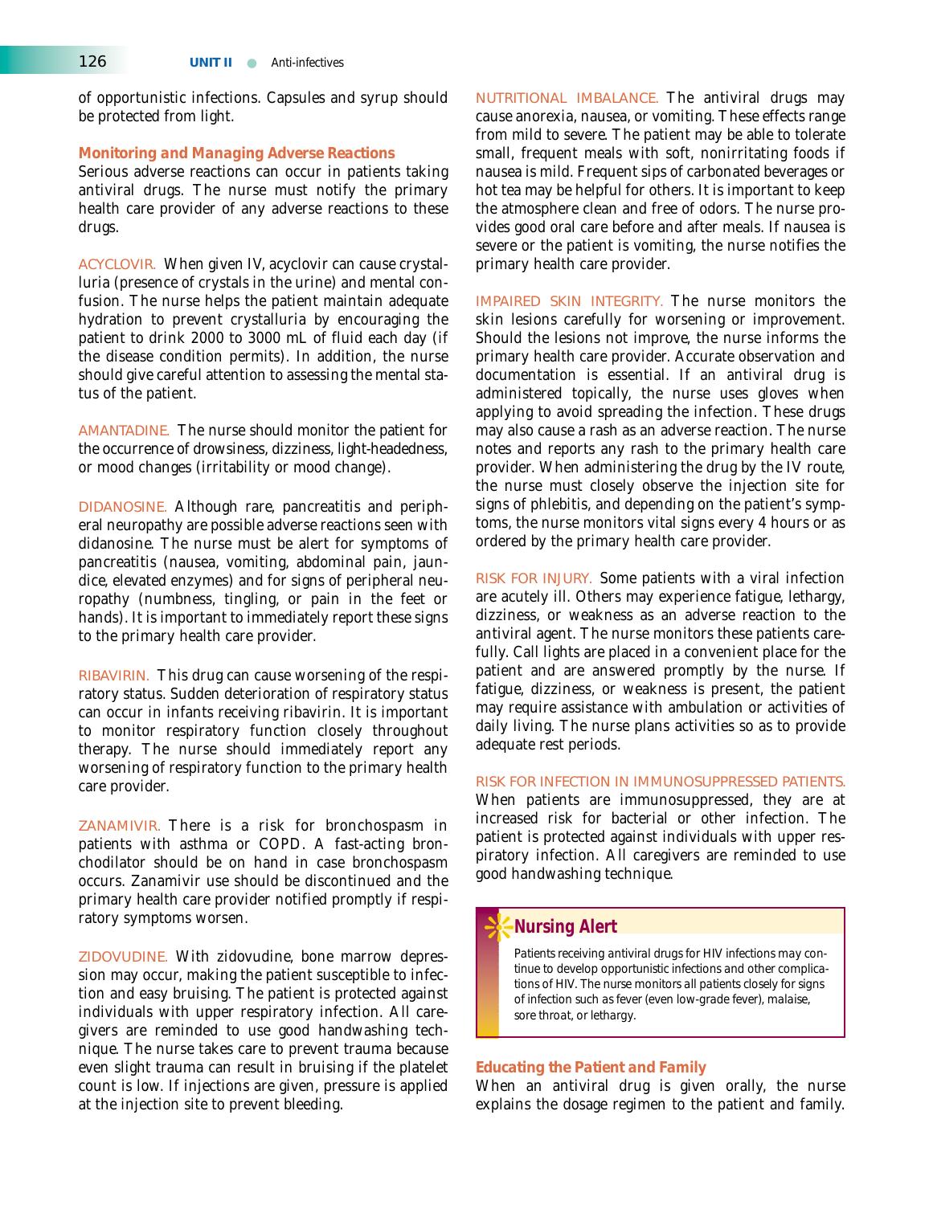of opportunistic infections. Capsules and syrup should be protected from light.

### Monitoring and Managing Adverse Reactions

Serious adverse reactions can occur in patients taking antiviral drugs. The nurse must notify the primary health care provider of any adverse reactions to these drugs.

ACYCLOVIR. When given IV, acyclovir can cause crystalluria (presence of crystals in the urine) and mental confusion. The nurse helps the patient maintain adequate hydration to prevent crystalluria by encouraging the patient to drink 2000 to 3000 mL of fluid each day (if the disease condition permits). In addition, the nurse should give careful attention to assessing the mental status of the patient.

AMANTADINE. The nurse should monitor the patient for the occurrence of drowsiness, dizziness, light-headedness, or mood changes (irritability or mood change).

DIDANOSINE. Although rare, pancreatitis and peripheral neuropathy are possible adverse reactions seen with didanosine. The nurse must be alert for symptoms of pancreatitis (nausea, vomiting, abdominal pain, jaundice, elevated enzymes) and for signs of peripheral neuropathy (numbness, tingling, or pain in the feet or hands). It is important to immediately report these signs to the primary health care provider.

RIBAVIRIN. This drug can cause worsening of the respiratory status. Sudden deterioration of respiratory status can occur in infants receiving ribavirin. It is important to monitor respiratory function closely throughout therapy. The nurse should immediately report any worsening of respiratory function to the primary health care provider.

ZANAMIVIR. There is a risk for bronchospasm in patients with asthma or COPD. A fast-acting bronchodilator should be on hand in case bronchospasm occurs. Zanamivir use should be discontinued and the primary health care provider notified promptly if respiratory symptoms worsen.

ZIDOVUDINE. With zidovudine, bone marrow depression may occur, making the patient susceptible to infection and easy bruising. The patient is protected against individuals with upper respiratory infection. All caregivers are reminded to use good handwashing technique. The nurse takes care to prevent trauma because even slight trauma can result in bruising if the platelet count is low. If injections are given, pressure is applied at the injection site to prevent bleeding.

NUTRITIONAL IMBALANCE. The antiviral drugs may cause anorexia, nausea, or vomiting. These effects range from mild to severe. The patient may be able to tolerate small, frequent meals with soft, nonirritating foods if nausea is mild. Frequent sips of carbonated beverages or hot tea may be helpful for others. It is important to keep the atmosphere clean and free of odors. The nurse provides good oral care before and after meals. If nausea is severe or the patient is vomiting, the nurse notifies the primary health care provider.

IMPAIRED SKIN INTEGRITY. The nurse monitors the skin lesions carefully for worsening or improvement. Should the lesions not improve, the nurse informs the primary health care provider. Accurate observation and documentation is essential. If an antiviral drug is administered topically, the nurse uses gloves when applying to avoid spreading the infection. These drugs may also cause a rash as an adverse reaction. The nurse notes and reports any rash to the primary health care provider. When administering the drug by the IV route, the nurse must closely observe the injection site for signs of phlebitis, and depending on the patient's symptoms, the nurse monitors vital signs every 4 hours or as ordered by the primary health care provider.

RISK FOR INJURY. Some patients with a viral infection are acutely ill. Others may experience fatigue, lethargy, dizziness, or weakness as an adverse reaction to the antiviral agent. The nurse monitors these patients carefully. Call lights are placed in a convenient place for the patient and are answered promptly by the nurse. If fatigue, dizziness, or weakness is present, the patient may require assistance with ambulation or activities of daily living. The nurse plans activities so as to provide adequate rest periods.

RISK FOR INFECTION IN IMMUNOSUPPRESSED PATIENTS. When patients are immunosuppressed, they are at increased risk for bacterial or other infection. The patient is protected against individuals with upper respiratory infection. All caregivers are reminded to use good handwashing technique.

> **Nursing Alert**
>
> Patients receiving antiviral drugs for HIV infections may continue to develop opportunistic infections and other complications of HIV. The nurse monitors all patients closely for signs of infection such as fever (even low-grade fever), malaise, sore throat, or lethargy.

### Educating the Patient and Family

When an antiviral drug is given orally, the nurse explains the dosage regimen to the patient and family.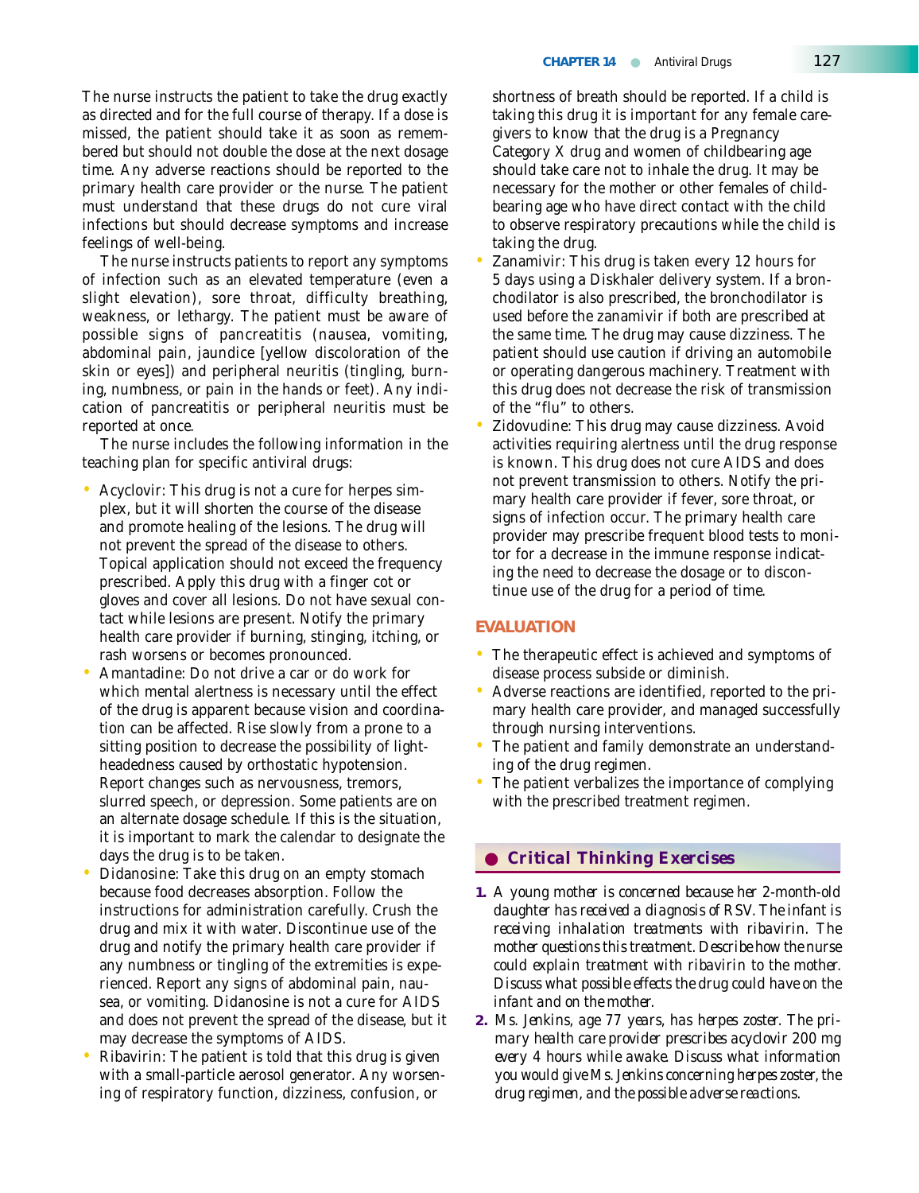The nurse instructs the patient to take the drug exactly as directed and for the full course of therapy. If a dose is missed, the patient should take it as soon as remembered but should not double the dose at the next dosage time. Any adverse reactions should be reported to the primary health care provider or the nurse. The patient must understand that these drugs do not cure viral infections but should decrease symptoms and increase feelings of well-being.

The nurse instructs patients to report any symptoms of infection such as an elevated temperature (even a slight elevation), sore throat, difficulty breathing, weakness, or lethargy. The patient must be aware of possible signs of pancreatitis (nausea, vomiting, abdominal pain, jaundice [yellow discoloration of the skin or eyes]) and peripheral neuritis (tingling, burning, numbness, or pain in the hands or feet). Any indication of pancreatitis or peripheral neuritis must be reported at once.

The nurse includes the following information in the teaching plan for specific antiviral drugs:

- Acyclovir: This drug is not a cure for herpes simplex, but it will shorten the course of the disease and promote healing of the lesions. The drug will not prevent the spread of the disease to others. Topical application should not exceed the frequency prescribed. Apply this drug with a finger cot or gloves and cover all lesions. Do not have sexual contact while lesions are present. Notify the primary health care provider if burning, stinging, itching, or rash worsens or becomes pronounced.
- Amantadine: Do not drive a car or do work for which mental alertness is necessary until the effect of the drug is apparent because vision and coordination can be affected. Rise slowly from a prone to a sitting position to decrease the possibility of lightheadedness caused by orthostatic hypotension. Report changes such as nervousness, tremors, slurred speech, or depression. Some patients are on an alternate dosage schedule. If this is the situation, it is important to mark the calendar to designate the days the drug is to be taken.
- Didanosine: Take this drug on an empty stomach because food decreases absorption. Follow the instructions for administration carefully. Crush the drug and mix it with water. Discontinue use of the drug and notify the primary health care provider if any numbness or tingling of the extremities is experienced. Report any signs of abdominal pain, nausea, or vomiting. Didanosine is not a cure for AIDS and does not prevent the spread of the disease, but it may decrease the symptoms of AIDS.
- Ribavirin: The patient is told that this drug is given with a small-particle aerosol generator. Any worsening of respiratory function, dizziness, confusion, or shortness of breath should be reported. If a child is taking this drug it is important for any female caregivers to know that the drug is a Pregnancy Category X drug and women of childbearing age should take care not to inhale the drug. It may be necessary for the mother or other females of childbearing age who have direct contact with the child to observe respiratory precautions while the child is taking the drug.
- Zanamivir: This drug is taken every 12 hours for 5 days using a Diskhaler delivery system. If a bronchodilator is also prescribed, the bronchodilator is used before the zanamivir if both are prescribed at the same time. The drug may cause dizziness. The patient should use caution if driving an automobile or operating dangerous machinery. Treatment with this drug does not decrease the risk of transmission of the "flu" to others.
- Zidovudine: This drug may cause dizziness. Avoid activities requiring alertness until the drug response is known. This drug does not cure AIDS and does not prevent transmission to others. Notify the primary health care provider if fever, sore throat, or signs of infection occur. The primary health care provider may prescribe frequent blood tests to monitor for a decrease in the immune response indicating the need to decrease the dosage or to discontinue use of the drug for a period of time.

## EVALUATION

- The therapeutic effect is achieved and symptoms of disease process subside or diminish.
- Adverse reactions are identified, reported to the primary health care provider, and managed successfully through nursing interventions.
- The patient and family demonstrate an understanding of the drug regimen.
- The patient verbalizes the importance of complying with the prescribed treatment regimen.

## Critical Thinking Exercises

1. *A young mother is concerned because her 2-month-old daughter has received a diagnosis of RSV. The infant is receiving inhalation treatments with ribavirin. The mother questions this treatment. Describe how the nurse could explain treatment with ribavirin to the mother. Discuss what possible effects the drug could have on the infant and on the mother.*
2. *Ms. Jenkins, age 77 years, has herpes zoster. The primary health care provider prescribes acyclovir 200 mg every 4 hours while awake. Discuss what information you would give Ms. Jenkins concerning herpes zoster, the drug regimen, and the possible adverse reactions.*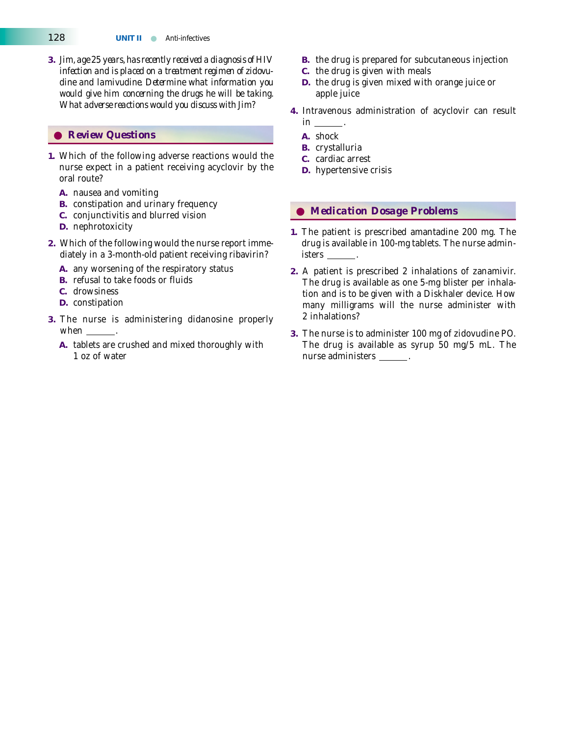3. *Jim, age 25 years, has recently received a diagnosis of HIV infection and is placed on a treatment regimen of zidovudine and lamivudine. Determine what information you would give him concerning the drugs he will be taking. What adverse reactions would you discuss with Jim?*

## Review Questions

1. Which of the following adverse reactions would the nurse expect in a patient receiving acyclovir by the oral route?
   - **A.** nausea and vomiting
   - **B.** constipation and urinary frequency
   - **C.** conjunctivitis and blurred vision
   - **D.** nephrotoxicity

2. Which of the following would the nurse report immediately in a 3-month-old patient receiving ribavirin?
   - **A.** any worsening of the respiratory status
   - **B.** refusal to take foods or fluids
   - **C.** drowsiness
   - **D.** constipation

3. The nurse is administering didanosine properly when ______.
   - **A.** tablets are crushed and mixed thoroughly with 1 oz of water
   - **B.** the drug is prepared for subcutaneous injection
   - **C.** the drug is given with meals
   - **D.** the drug is given mixed with orange juice or apple juice

4. Intravenous administration of acyclovir can result in ______.
   - **A.** shock
   - **B.** crystalluria
   - **C.** cardiac arrest
   - **D.** hypertensive crisis

## Medication Dosage Problems

1. The patient is prescribed amantadine 200 mg. The drug is available in 100-mg tablets. The nurse administers ______.

2. A patient is prescribed 2 inhalations of zanamivir. The drug is available as one 5-mg blister per inhalation and is to be given with a Diskhaler device. How many milligrams will the nurse administer with 2 inhalations?

3. The nurse is to administer 100 mg of zidovudine PO. The drug is available as syrup 50 mg/5 mL. The nurse administers ______.